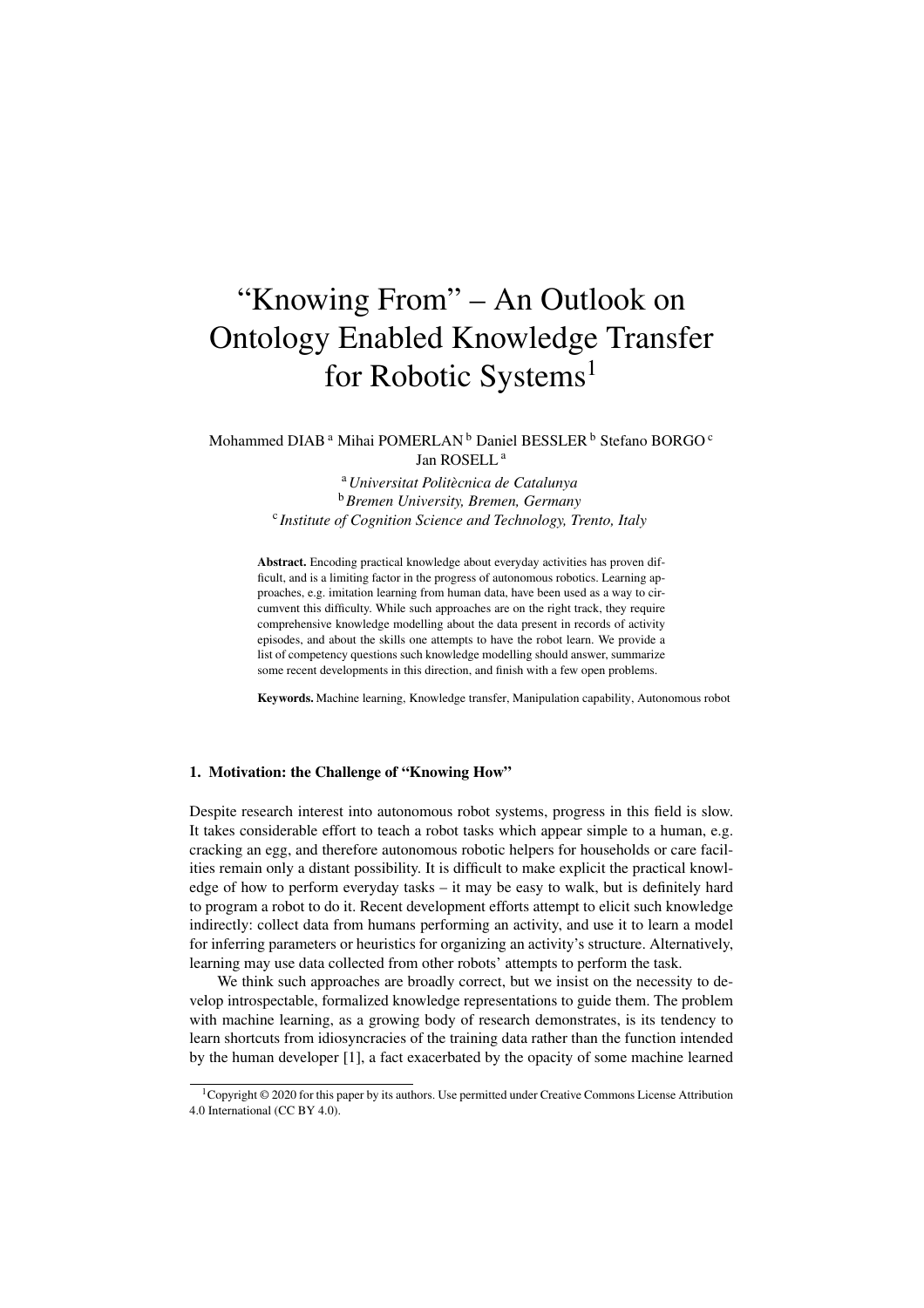# "Knowing From" – An Outlook on Ontology Enabled Knowledge Transfer for Robotic Systems[1]

Mohammed DIAB [a] Mihai POMERLAN [b] Daniel BESSLER [b] Stefano BORGO [c] Jan ROSELL [a]

[a] *Universitat Politècnica de Catalunya*
[b] *Bremen University, Bremen, Germany*
[c] *Institute of Cognition Science and Technology, Trento, Italy*

**Abstract.** Encoding practical knowledge about everyday activities has proven difficult, and is a limiting factor in the progress of autonomous robotics. Learning approaches, e.g. imitation learning from human data, have been used as a way to circumvent this difficulty. While such approaches are on the right track, they require comprehensive knowledge modelling about the data present in records of activity episodes, and about the skills one attempts to have the robot learn. We provide a list of competency questions such knowledge modelling should answer, summarize some recent developments in this direction, and finish with a few open problems.

**Keywords.** Machine learning, Knowledge transfer, Manipulation capability, Autonomous robot

## 1. Motivation: the Challenge of "Knowing How"

Despite research interest into autonomous robot systems, progress in this field is slow. It takes considerable effort to teach a robot tasks which appear simple to a human, e.g. cracking an egg, and therefore autonomous robotic helpers for households or care facilities remain only a distant possibility. It is difficult to make explicit the practical knowledge of how to perform everyday tasks – it may be easy to walk, but is definitely hard to program a robot to do it. Recent development efforts attempt to elicit such knowledge indirectly: collect data from humans performing an activity, and use it to learn a model for inferring parameters or heuristics for organizing an activity's structure. Alternatively, learning may use data collected from other robots' attempts to perform the task.

We think such approaches are broadly correct, but we insist on the necessity to develop introspectable, formalized knowledge representations to guide them. The problem with machine learning, as a growing body of research demonstrates, is its tendency to learn shortcuts from idiosyncracies of the training data rather than the function intended by the human developer [1], a fact exacerbated by the opacity of some machine learned

[1] Copyright © 2020 for this paper by its authors. Use permitted under Creative Commons License Attribution 4.0 International (CC BY 4.0).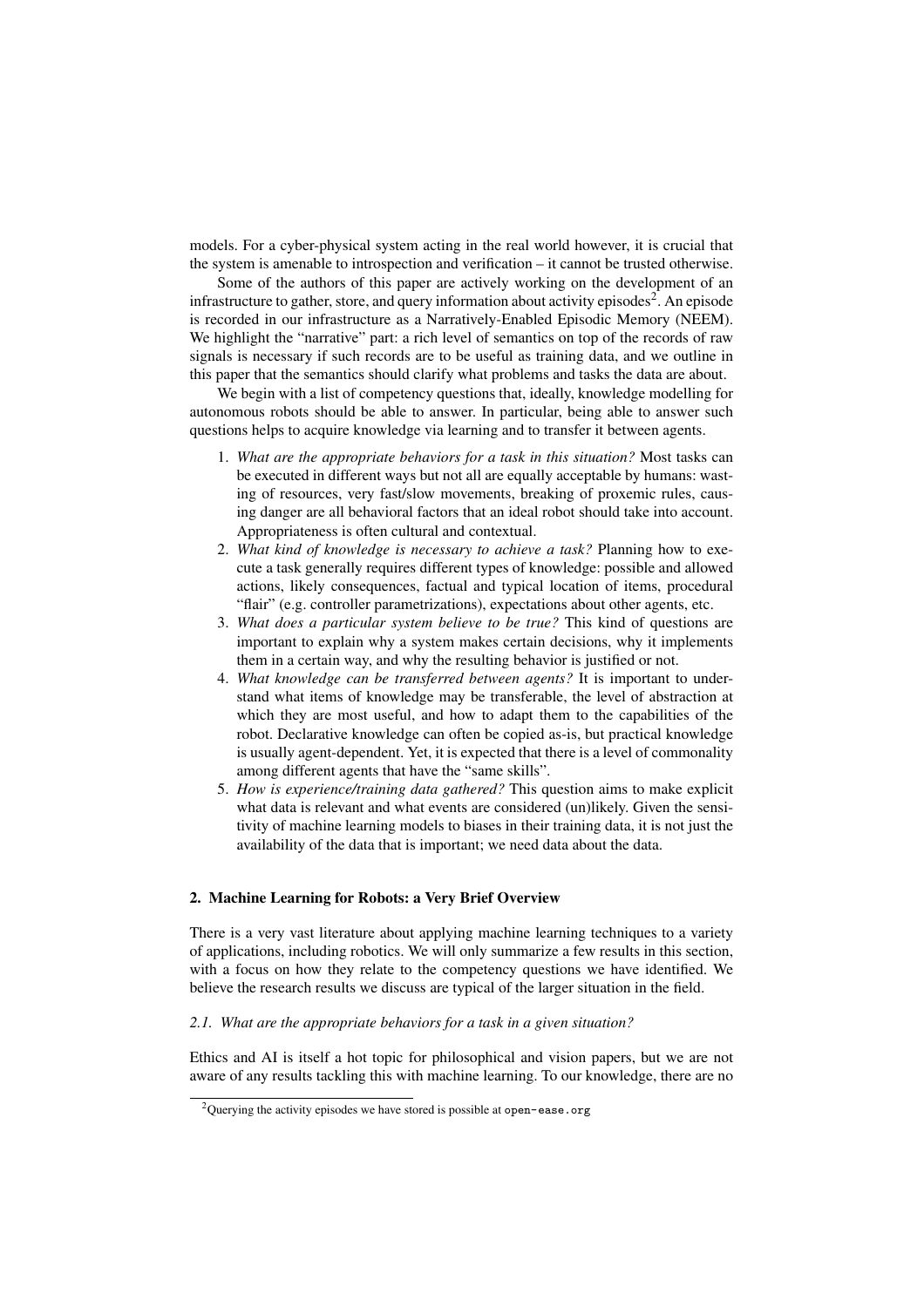models. For a cyber-physical system acting in the real world however, it is crucial that the system is amenable to introspection and verification – it cannot be trusted otherwise.

Some of the authors of this paper are actively working on the development of an infrastructure to gather, store, and query information about activity episodes[2]. An episode is recorded in our infrastructure as a Narratively-Enabled Episodic Memory (NEEM). We highlight the "narrative" part: a rich level of semantics on top of the records of raw signals is necessary if such records are to be useful as training data, and we outline in this paper that the semantics should clarify what problems and tasks the data are about.

We begin with a list of competency questions that, ideally, knowledge modelling for autonomous robots should be able to answer. In particular, being able to answer such questions helps to acquire knowledge via learning and to transfer it between agents.

1. *What are the appropriate behaviors for a task in this situation?* Most tasks can be executed in different ways but not all are equally acceptable by humans: wasting of resources, very fast/slow movements, breaking of proxemic rules, causing danger are all behavioral factors that an ideal robot should take into account. Appropriateness is often cultural and contextual.
2. *What kind of knowledge is necessary to achieve a task?* Planning how to execute a task generally requires different types of knowledge: possible and allowed actions, likely consequences, factual and typical location of items, procedural "flair" (e.g. controller parametrizations), expectations about other agents, etc.
3. *What does a particular system believe to be true?* This kind of questions are important to explain why a system makes certain decisions, why it implements them in a certain way, and why the resulting behavior is justified or not.
4. *What knowledge can be transferred between agents?* It is important to understand what items of knowledge may be transferable, the level of abstraction at which they are most useful, and how to adapt them to the capabilities of the robot. Declarative knowledge can often be copied as-is, but practical knowledge is usually agent-dependent. Yet, it is expected that there is a level of commonality among different agents that have the "same skills".
5. *How is experience/training data gathered?* This question aims to make explicit what data is relevant and what events are considered (un)likely. Given the sensitivity of machine learning models to biases in their training data, it is not just the availability of the data that is important; we need data about the data.

## 2. Machine Learning for Robots: a Very Brief Overview

There is a very vast literature about applying machine learning techniques to a variety of applications, including robotics. We will only summarize a few results in this section, with a focus on how they relate to the competency questions we have identified. We believe the research results we discuss are typical of the larger situation in the field.

### *2.1. What are the appropriate behaviors for a task in a given situation?*

Ethics and AI is itself a hot topic for philosophical and vision papers, but we are not aware of any results tackling this with machine learning. To our knowledge, there are no

[2] Querying the activity episodes we have stored is possible at `open-ease.org`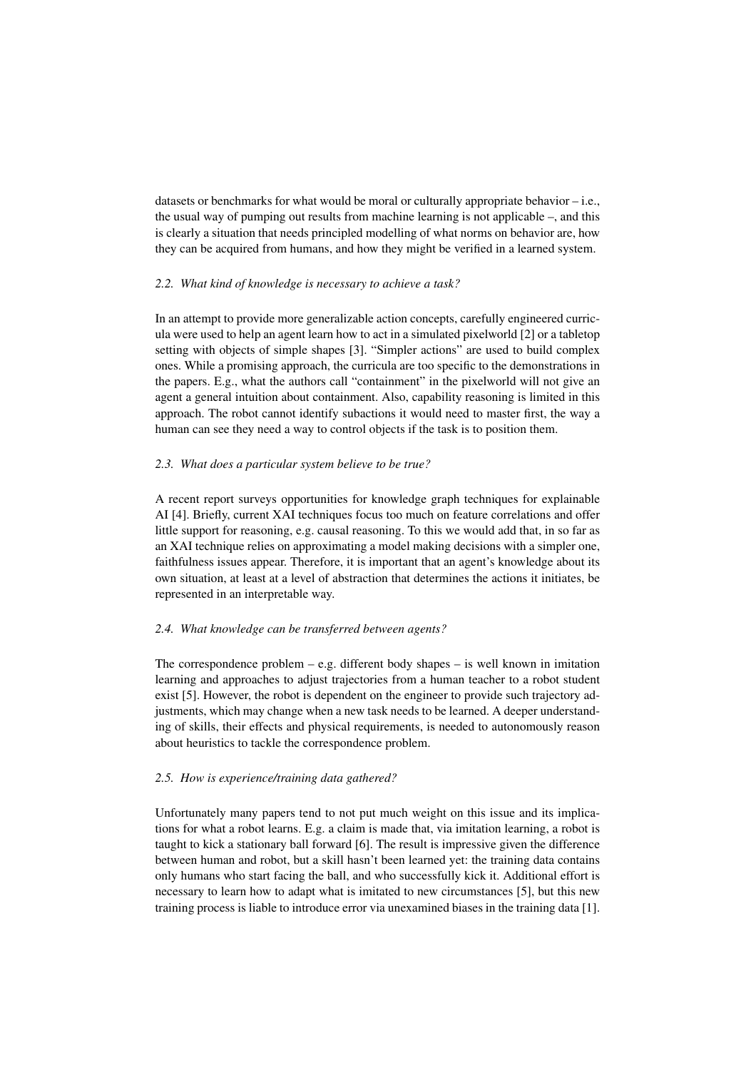datasets or benchmarks for what would be moral or culturally appropriate behavior – i.e., the usual way of pumping out results from machine learning is not applicable –, and this is clearly a situation that needs principled modelling of what norms on behavior are, how they can be acquired from humans, and how they might be verified in a learned system.

### *2.2. What kind of knowledge is necessary to achieve a task?*

In an attempt to provide more generalizable action concepts, carefully engineered curricula were used to help an agent learn how to act in a simulated pixelworld [2] or a tabletop setting with objects of simple shapes [3]. "Simpler actions" are used to build complex ones. While a promising approach, the curricula are too specific to the demonstrations in the papers. E.g., what the authors call "containment" in the pixelworld will not give an agent a general intuition about containment. Also, capability reasoning is limited in this approach. The robot cannot identify subactions it would need to master first, the way a human can see they need a way to control objects if the task is to position them.

### *2.3. What does a particular system believe to be true?*

A recent report surveys opportunities for knowledge graph techniques for explainable AI [4]. Briefly, current XAI techniques focus too much on feature correlations and offer little support for reasoning, e.g. causal reasoning. To this we would add that, in so far as an XAI technique relies on approximating a model making decisions with a simpler one, faithfulness issues appear. Therefore, it is important that an agent's knowledge about its own situation, at least at a level of abstraction that determines the actions it initiates, be represented in an interpretable way.

### *2.4. What knowledge can be transferred between agents?*

The correspondence problem – e.g. different body shapes – is well known in imitation learning and approaches to adjust trajectories from a human teacher to a robot student exist [5]. However, the robot is dependent on the engineer to provide such trajectory adjustments, which may change when a new task needs to be learned. A deeper understanding of skills, their effects and physical requirements, is needed to autonomously reason about heuristics to tackle the correspondence problem.

### *2.5. How is experience/training data gathered?*

Unfortunately many papers tend to not put much weight on this issue and its implications for what a robot learns. E.g. a claim is made that, via imitation learning, a robot is taught to kick a stationary ball forward [6]. The result is impressive given the difference between human and robot, but a skill hasn't been learned yet: the training data contains only humans who start facing the ball, and who successfully kick it. Additional effort is necessary to learn how to adapt what is imitated to new circumstances [5], but this new training process is liable to introduce error via unexamined biases in the training data [1].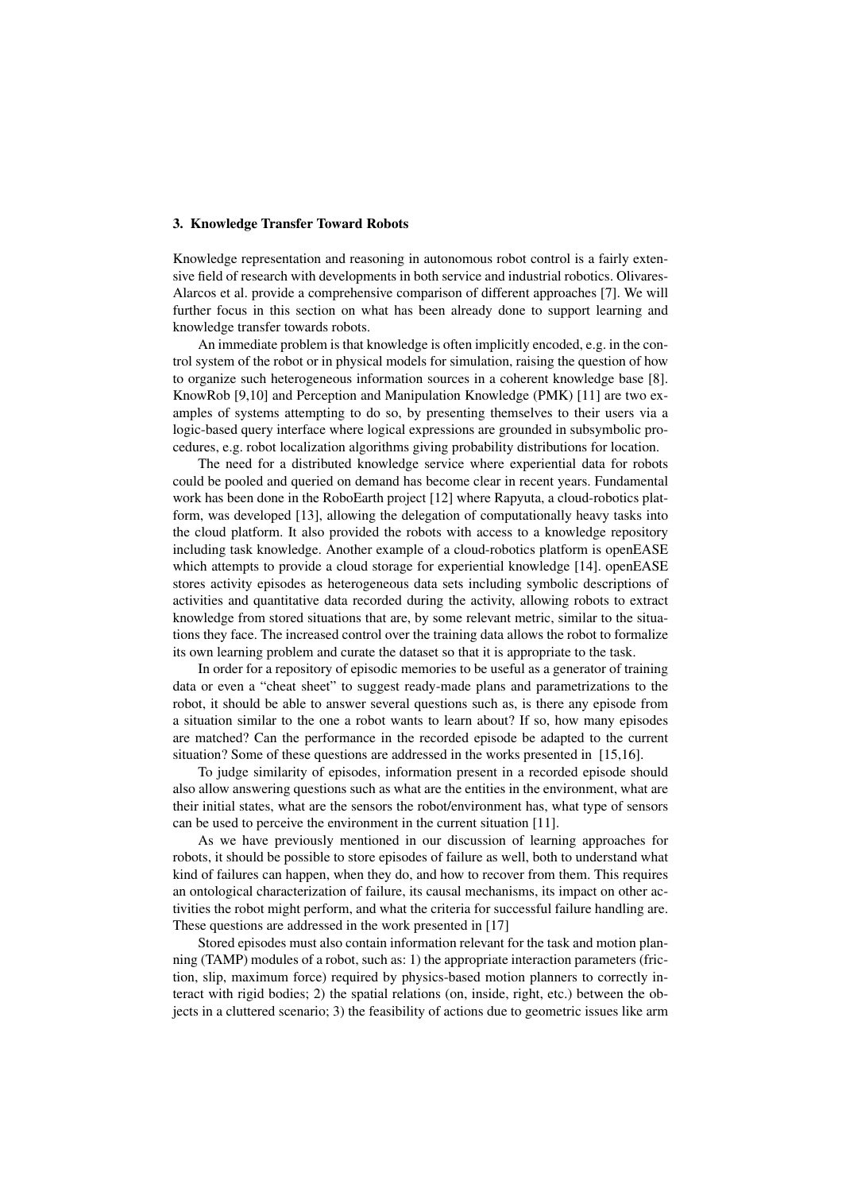## 3. Knowledge Transfer Toward Robots

Knowledge representation and reasoning in autonomous robot control is a fairly extensive field of research with developments in both service and industrial robotics. Olivares-Alarcos et al. provide a comprehensive comparison of different approaches [7]. We will further focus in this section on what has been already done to support learning and knowledge transfer towards robots.

An immediate problem is that knowledge is often implicitly encoded, e.g. in the control system of the robot or in physical models for simulation, raising the question of how to organize such heterogeneous information sources in a coherent knowledge base [8]. KnowRob [9,10] and Perception and Manipulation Knowledge (PMK) [11] are two examples of systems attempting to do so, by presenting themselves to their users via a logic-based query interface where logical expressions are grounded in subsymbolic procedures, e.g. robot localization algorithms giving probability distributions for location.

The need for a distributed knowledge service where experiential data for robots could be pooled and queried on demand has become clear in recent years. Fundamental work has been done in the RoboEarth project [12] where Rapyuta, a cloud-robotics platform, was developed [13], allowing the delegation of computationally heavy tasks into the cloud platform. It also provided the robots with access to a knowledge repository including task knowledge. Another example of a cloud-robotics platform is openEASE which attempts to provide a cloud storage for experiential knowledge [14]. openEASE stores activity episodes as heterogeneous data sets including symbolic descriptions of activities and quantitative data recorded during the activity, allowing robots to extract knowledge from stored situations that are, by some relevant metric, similar to the situations they face. The increased control over the training data allows the robot to formalize its own learning problem and curate the dataset so that it is appropriate to the task.

In order for a repository of episodic memories to be useful as a generator of training data or even a "cheat sheet" to suggest ready-made plans and parametrizations to the robot, it should be able to answer several questions such as, is there any episode from a situation similar to the one a robot wants to learn about? If so, how many episodes are matched? Can the performance in the recorded episode be adapted to the current situation? Some of these questions are addressed in the works presented in [15,16].

To judge similarity of episodes, information present in a recorded episode should also allow answering questions such as what are the entities in the environment, what are their initial states, what are the sensors the robot/environment has, what type of sensors can be used to perceive the environment in the current situation [11].

As we have previously mentioned in our discussion of learning approaches for robots, it should be possible to store episodes of failure as well, both to understand what kind of failures can happen, when they do, and how to recover from them. This requires an ontological characterization of failure, its causal mechanisms, its impact on other activities the robot might perform, and what the criteria for successful failure handling are. These questions are addressed in the work presented in [17]

Stored episodes must also contain information relevant for the task and motion planning (TAMP) modules of a robot, such as: 1) the appropriate interaction parameters (friction, slip, maximum force) required by physics-based motion planners to correctly interact with rigid bodies; 2) the spatial relations (on, inside, right, etc.) between the objects in a cluttered scenario; 3) the feasibility of actions due to geometric issues like arm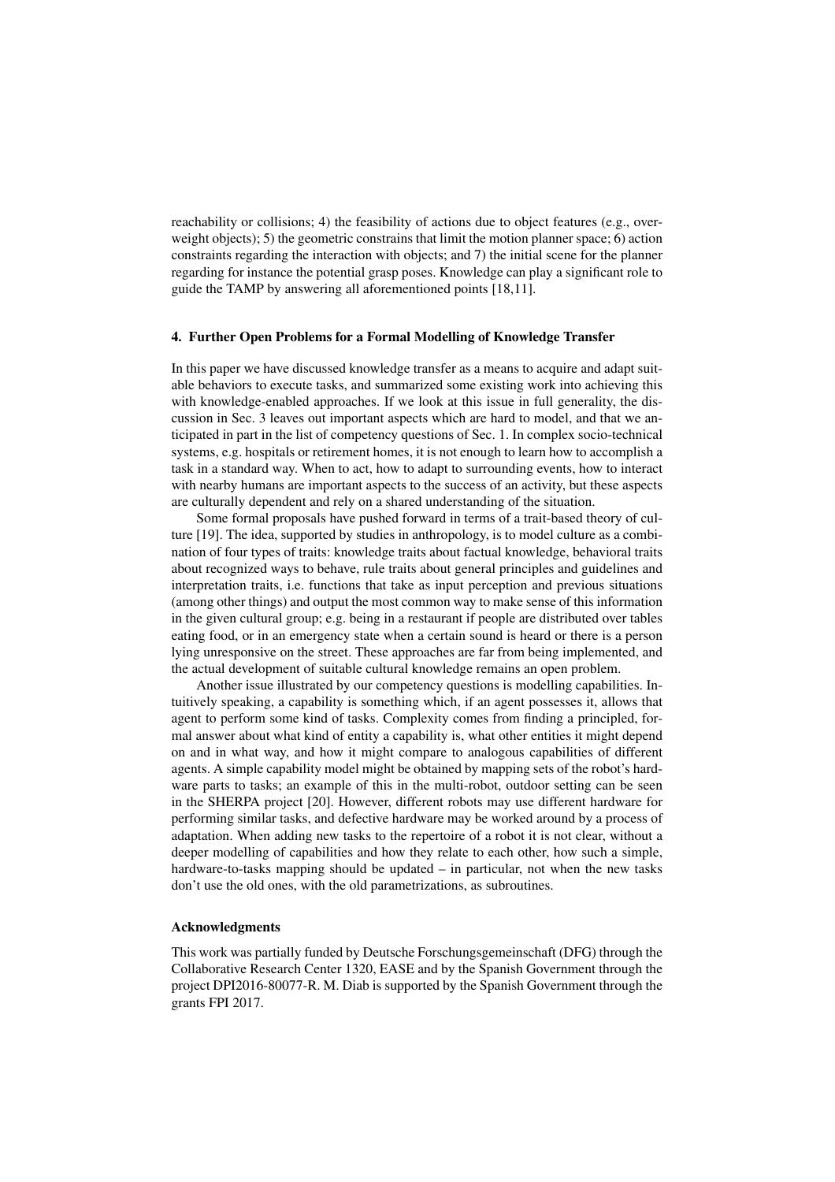reachability or collisions; 4) the feasibility of actions due to object features (e.g., overweight objects); 5) the geometric constrains that limit the motion planner space; 6) action constraints regarding the interaction with objects; and 7) the initial scene for the planner regarding for instance the potential grasp poses. Knowledge can play a significant role to guide the TAMP by answering all aforementioned points [18,11].

## 4. Further Open Problems for a Formal Modelling of Knowledge Transfer

In this paper we have discussed knowledge transfer as a means to acquire and adapt suitable behaviors to execute tasks, and summarized some existing work into achieving this with knowledge-enabled approaches. If we look at this issue in full generality, the discussion in Sec. 3 leaves out important aspects which are hard to model, and that we anticipated in part in the list of competency questions of Sec. 1. In complex socio-technical systems, e.g. hospitals or retirement homes, it is not enough to learn how to accomplish a task in a standard way. When to act, how to adapt to surrounding events, how to interact with nearby humans are important aspects to the success of an activity, but these aspects are culturally dependent and rely on a shared understanding of the situation.

Some formal proposals have pushed forward in terms of a trait-based theory of culture [19]. The idea, supported by studies in anthropology, is to model culture as a combination of four types of traits: knowledge traits about factual knowledge, behavioral traits about recognized ways to behave, rule traits about general principles and guidelines and interpretation traits, i.e. functions that take as input perception and previous situations (among other things) and output the most common way to make sense of this information in the given cultural group; e.g. being in a restaurant if people are distributed over tables eating food, or in an emergency state when a certain sound is heard or there is a person lying unresponsive on the street. These approaches are far from being implemented, and the actual development of suitable cultural knowledge remains an open problem.

Another issue illustrated by our competency questions is modelling capabilities. Intuitively speaking, a capability is something which, if an agent possesses it, allows that agent to perform some kind of tasks. Complexity comes from finding a principled, formal answer about what kind of entity a capability is, what other entities it might depend on and in what way, and how it might compare to analogous capabilities of different agents. A simple capability model might be obtained by mapping sets of the robot's hardware parts to tasks; an example of this in the multi-robot, outdoor setting can be seen in the SHERPA project [20]. However, different robots may use different hardware for performing similar tasks, and defective hardware may be worked around by a process of adaptation. When adding new tasks to the repertoire of a robot it is not clear, without a deeper modelling of capabilities and how they relate to each other, how such a simple, hardware-to-tasks mapping should be updated – in particular, not when the new tasks don't use the old ones, with the old parametrizations, as subroutines.

### Acknowledgments

This work was partially funded by Deutsche Forschungsgemeinschaft (DFG) through the Collaborative Research Center 1320, EASE and by the Spanish Government through the project DPI2016-80077-R. M. Diab is supported by the Spanish Government through the grants FPI 2017.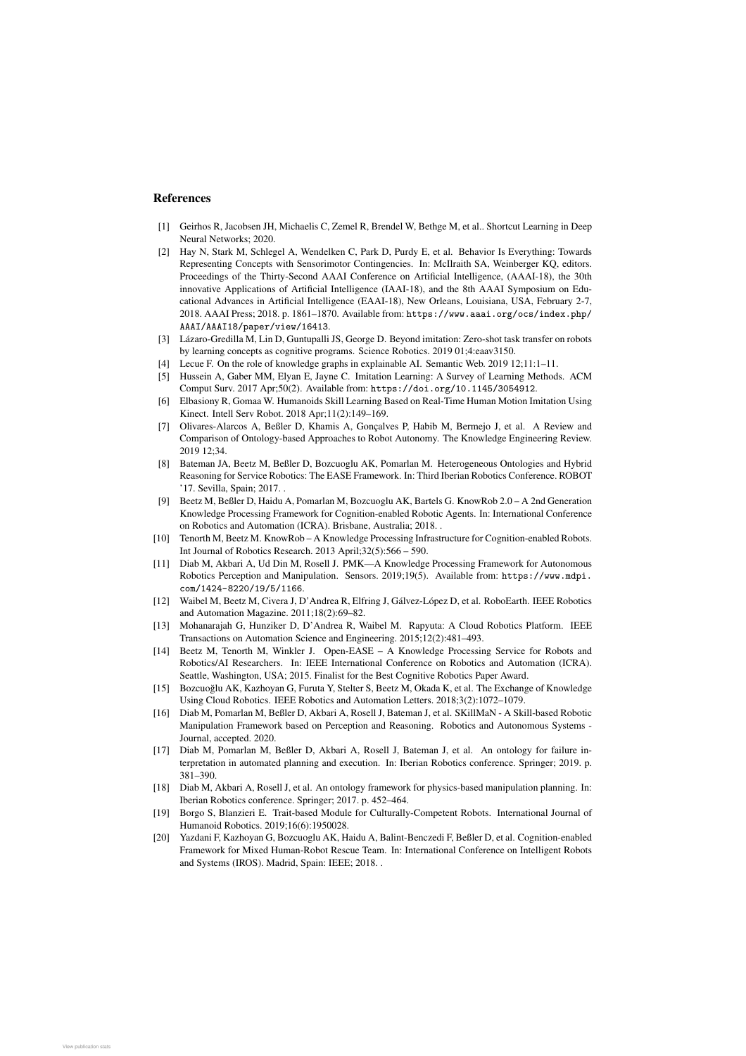## References

[1] Geirhos R, Jacobsen JH, Michaelis C, Zemel R, Brendel W, Bethge M, et al.. Shortcut Learning in Deep Neural Networks; 2020.

[2] Hay N, Stark M, Schlegel A, Wendelken C, Park D, Purdy E, et al. Behavior Is Everything: Towards Representing Concepts with Sensorimotor Contingencies. In: McIlraith SA, Weinberger KQ, editors. Proceedings of the Thirty-Second AAAI Conference on Artificial Intelligence, (AAAI-18), the 30th innovative Applications of Artificial Intelligence (IAAI-18), and the 8th AAAI Symposium on Educational Advances in Artificial Intelligence (EAAI-18), New Orleans, Louisiana, USA, February 2-7, 2018. AAAI Press; 2018. p. 1861–1870. Available from: https://www.aaai.org/ocs/index.php/AAAI/AAAI18/paper/view/16413.

[3] Lázaro-Gredilla M, Lin D, Guntupalli JS, George D. Beyond imitation: Zero-shot task transfer on robots by learning concepts as cognitive programs. Science Robotics. 2019 01;4:eaav3150.

[4] Lecue F. On the role of knowledge graphs in explainable AI. Semantic Web. 2019 12;11:1–11.

[5] Hussein A, Gaber MM, Elyan E, Jayne C. Imitation Learning: A Survey of Learning Methods. ACM Comput Surv. 2017 Apr;50(2). Available from: https://doi.org/10.1145/3054912.

[6] Elbasiony R, Gomaa W. Humanoids Skill Learning Based on Real-Time Human Motion Imitation Using Kinect. Intell Serv Robot. 2018 Apr;11(2):149–169.

[7] Olivares-Alarcos A, Beßler D, Khamis A, Gonçalves P, Habib M, Bermejo J, et al. A Review and Comparison of Ontology-based Approaches to Robot Autonomy. The Knowledge Engineering Review. 2019 12;34.

[8] Bateman JA, Beetz M, Beßler D, Bozcuoglu AK, Pomarlan M. Heterogeneous Ontologies and Hybrid Reasoning for Service Robotics: The EASE Framework. In: Third Iberian Robotics Conference. ROBOT '17. Sevilla, Spain; 2017. .

[9] Beetz M, Beßler D, Haidu A, Pomarlan M, Bozcuoglu AK, Bartels G. KnowRob 2.0 – A 2nd Generation Knowledge Processing Framework for Cognition-enabled Robotic Agents. In: International Conference on Robotics and Automation (ICRA). Brisbane, Australia; 2018. .

[10] Tenorth M, Beetz M. KnowRob – A Knowledge Processing Infrastructure for Cognition-enabled Robots. Int Journal of Robotics Research. 2013 April;32(5):566 – 590.

[11] Diab M, Akbari A, Ud Din M, Rosell J. PMK—A Knowledge Processing Framework for Autonomous Robotics Perception and Manipulation. Sensors. 2019;19(5). Available from: https://www.mdpi.com/1424-8220/19/5/1166.

[12] Waibel M, Beetz M, Civera J, D'Andrea R, Elfring J, Gálvez-López D, et al. RoboEarth. IEEE Robotics and Automation Magazine. 2011;18(2):69–82.

[13] Mohanarajah G, Hunziker D, D'Andrea R, Waibel M. Rapyuta: A Cloud Robotics Platform. IEEE Transactions on Automation Science and Engineering. 2015;12(2):481–493.

[14] Beetz M, Tenorth M, Winkler J. Open-EASE – A Knowledge Processing Service for Robots and Robotics/AI Researchers. In: IEEE International Conference on Robotics and Automation (ICRA). Seattle, Washington, USA; 2015. Finalist for the Best Cognitive Robotics Paper Award.

[15] Bozcuoğlu AK, Kazhoyan G, Furuta Y, Stelter S, Beetz M, Okada K, et al. The Exchange of Knowledge Using Cloud Robotics. IEEE Robotics and Automation Letters. 2018;3(2):1072–1079.

[16] Diab M, Pomarlan M, Beßler D, Akbari A, Rosell J, Bateman J, et al. SKillMaN - A Skill-based Robotic Manipulation Framework based on Perception and Reasoning. Robotics and Autonomous Systems - Journal, accepted. 2020.

[17] Diab M, Pomarlan M, Beßler D, Akbari A, Rosell J, Bateman J, et al. An ontology for failure interpretation in automated planning and execution. In: Iberian Robotics conference. Springer; 2019. p. 381–390.

[18] Diab M, Akbari A, Rosell J, et al. An ontology framework for physics-based manipulation planning. In: Iberian Robotics conference. Springer; 2017. p. 452–464.

[19] Borgo S, Blanzieri E. Trait-based Module for Culturally-Competent Robots. International Journal of Humanoid Robotics. 2019;16(6):1950028.

[20] Yazdani F, Kazhoyan G, Bozcuoglu AK, Haidu A, Balint-Benczedi F, Beßler D, et al. Cognition-enabled Framework for Mixed Human-Robot Rescue Team. In: International Conference on Intelligent Robots and Systems (IROS). Madrid, Spain: IEEE; 2018. .